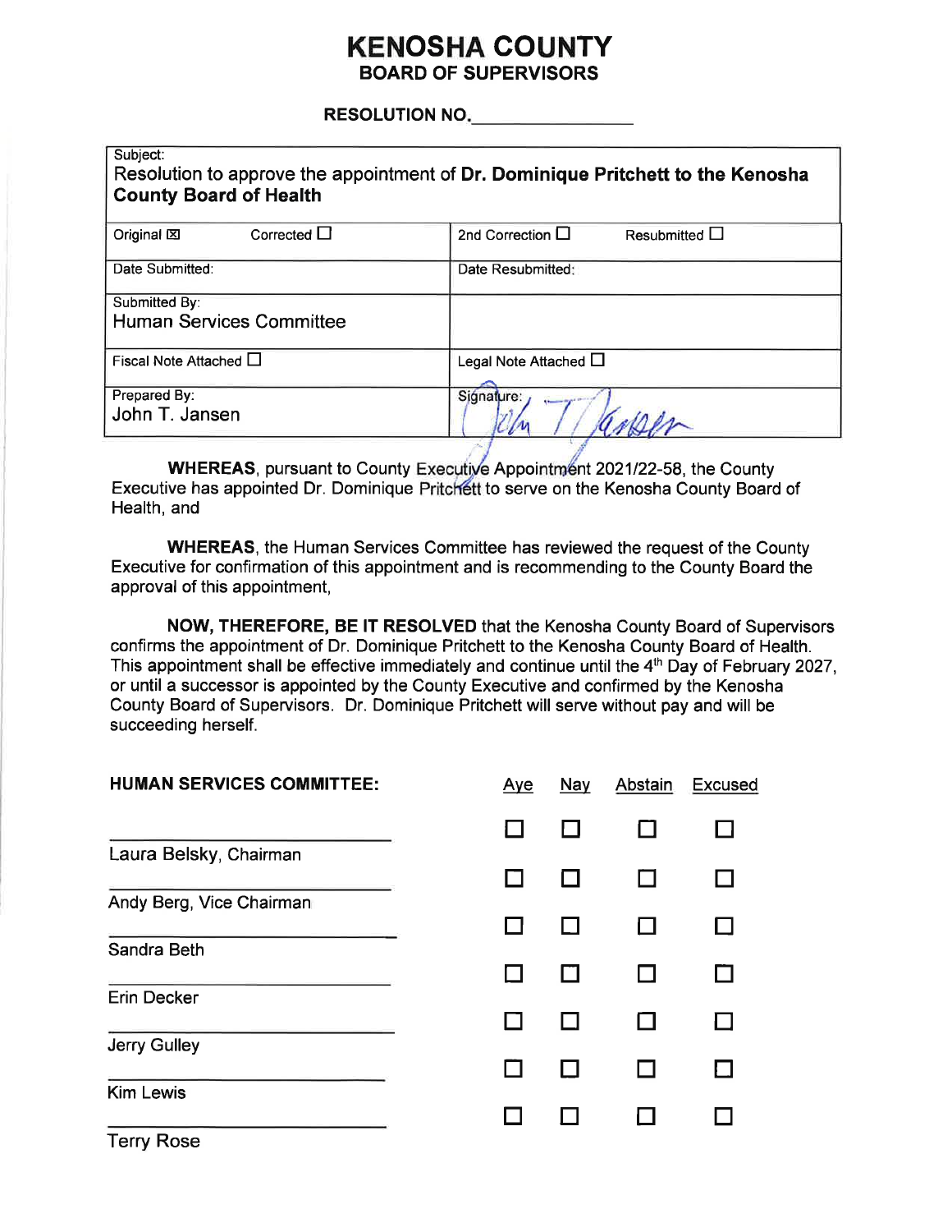# KENOSHA COUNTY
## BOARD OF SUPERVISORS

**RESOLUTION NO.**\_\_\_\_\_\_\_\_\_\_\_\_\_\_\_\_

| Subject: Resolution to approve the appointment of **Dr. Dominique Pritchett to the Kenosha County Board of Health** | |
|---|---|
| Original ☒ Corrected ☐ | 2nd Correction ☐ Resubmitted ☐ |
| Date Submitted: | Date Resubmitted: |
| Submitted By: Human Services Committee | |
| Fiscal Note Attached ☐ | Legal Note Attached ☐ |
| Prepared By: John T. Jansen | Signature: *John T. Jansen* |

**WHEREAS**, pursuant to County Executive Appointment 2021/22-58, the County Executive has appointed Dr. Dominique Pritchett to serve on the Kenosha County Board of Health, and

**WHEREAS**, the Human Services Committee has reviewed the request of the County Executive for confirmation of this appointment and is recommending to the County Board the approval of this appointment,

**NOW, THEREFORE, BE IT RESOLVED** that the Kenosha County Board of Supervisors confirms the appointment of Dr. Dominique Pritchett to the Kenosha County Board of Health. This appointment shall be effective immediately and continue until the 4th Day of February 2027, or until a successor is appointed by the County Executive and confirmed by the Kenosha County Board of Supervisors. Dr. Dominique Pritchett will serve without pay and will be succeeding herself.

| **HUMAN SERVICES COMMITTEE:** | Aye | Nay | Abstain | Excused |
|---|---|---|---|---|
| Laura Belsky, Chairman | ☐ | ☐ | ☐ | ☐ |
| Andy Berg, Vice Chairman | ☐ | ☐ | ☐ | ☐ |
| Sandra Beth | ☐ | ☐ | ☐ | ☐ |
| Erin Decker | ☐ | ☐ | ☐ | ☐ |
| Jerry Gulley | ☐ | ☐ | ☐ | ☐ |
| Kim Lewis | ☐ | ☐ | ☐ | ☐ |
| Terry Rose | ☐ | ☐ | ☐ | ☐ |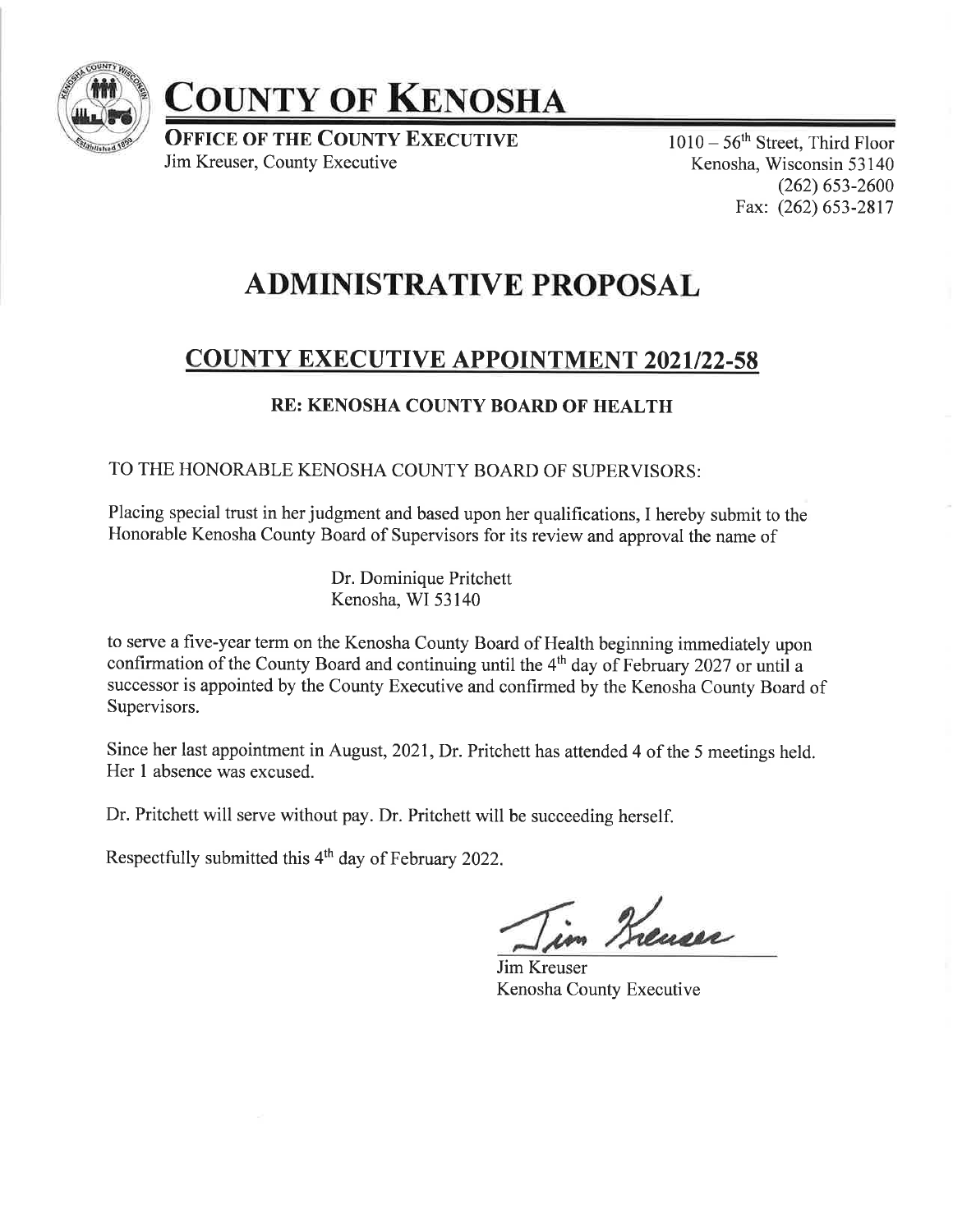# COUNTY OF KENOSHA

**OFFICE OF THE COUNTY EXECUTIVE**
Jim Kreuser, County Executive

1010 – 56th Street, Third Floor
Kenosha, Wisconsin 53140
(262) 653-2600
Fax: (262) 653-2817

# ADMINISTRATIVE PROPOSAL

## COUNTY EXECUTIVE APPOINTMENT 2021/22-58

### RE: KENOSHA COUNTY BOARD OF HEALTH

TO THE HONORABLE KENOSHA COUNTY BOARD OF SUPERVISORS:

Placing special trust in her judgment and based upon her qualifications, I hereby submit to the Honorable Kenosha County Board of Supervisors for its review and approval the name of

Dr. Dominique Pritchett
Kenosha, WI 53140

to serve a five-year term on the Kenosha County Board of Health beginning immediately upon confirmation of the County Board and continuing until the 4th day of February 2027 or until a successor is appointed by the County Executive and confirmed by the Kenosha County Board of Supervisors.

Since her last appointment in August, 2021, Dr. Pritchett has attended 4 of the 5 meetings held. Her 1 absence was excused.

Dr. Pritchett will serve without pay. Dr. Pritchett will be succeeding herself.

Respectfully submitted this 4th day of February 2022.

Jim Kreuser
Kenosha County Executive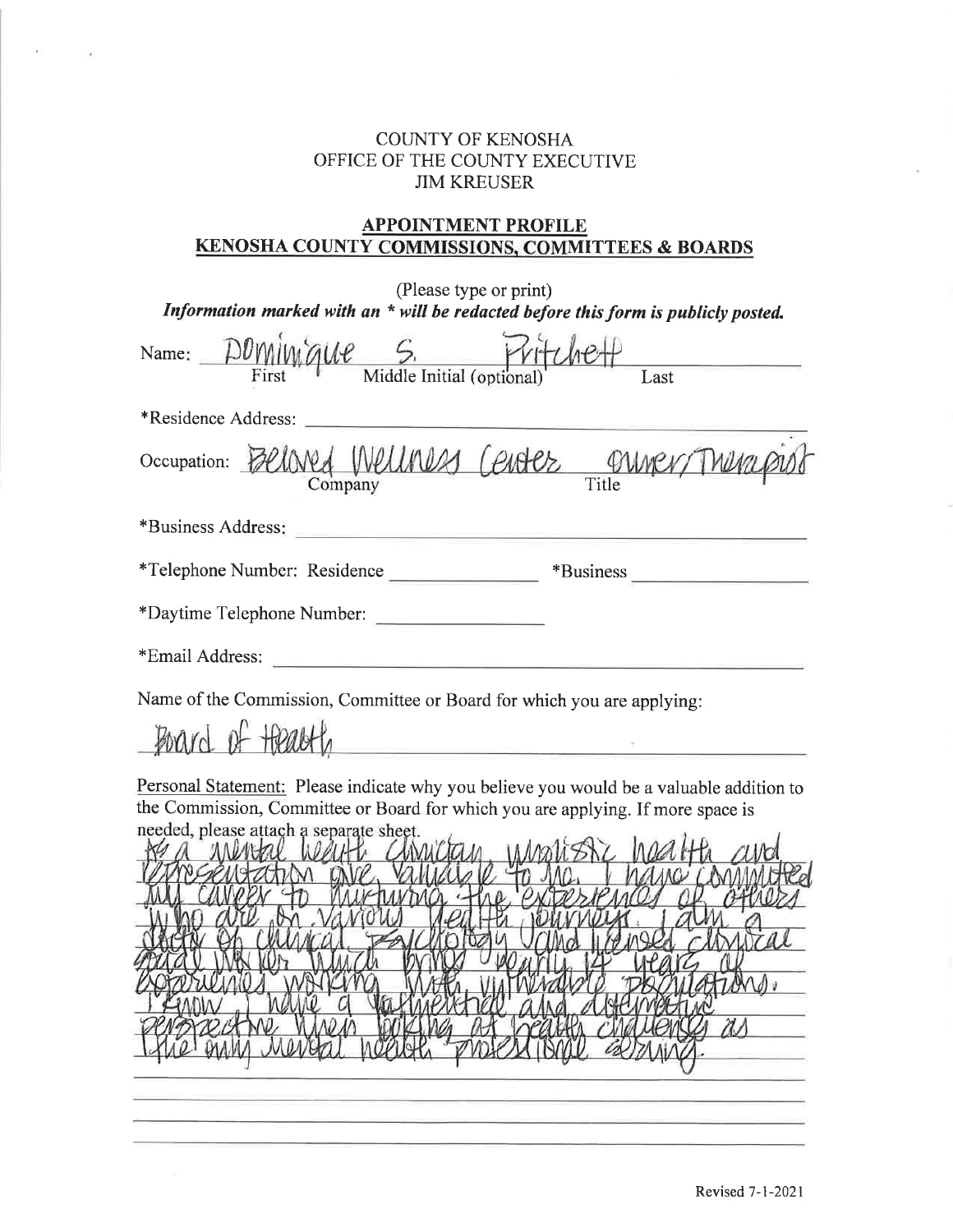COUNTY OF KENOSHA
OFFICE OF THE COUNTY EXECUTIVE
JIM KREUSER

## APPOINTMENT PROFILE
## KENOSHA COUNTY COMMISSIONS, COMMITTEES & BOARDS

(Please type or print)

***Information marked with an * will be redacted before this form is publicly posted.***

Name: Dominique (First) S. (Middle Initial (optional)) Pritchett (Last)

*Residence Address:

Occupation: Beloved Wellness Center (Company) Owner/Therapist (Title)

*Business Address:

*Telephone Number: Residence ______ *Business ______

*Daytime Telephone Number:

*Email Address:

Name of the Commission, Committee or Board for which you are applying:

Board of Health

Personal Statement: Please indicate why you believe you would be a valuable addition to the Commission, Committee or Board for which you are applying. If more space is needed, please attach a separate sheet.

As a mental health clinician, holistic health and representation are valuable to me. I have committed my career to nurturing the experience of others who are on various health journeys. I am a doctor of clinical psychology and licensed clinical social worker which brings nearly 14 years of experience working with vulnerable populations. I know I have a valuable and distinctive perspective when looking at health challenges as the only mental health professional serving.

Revised 7-1-2021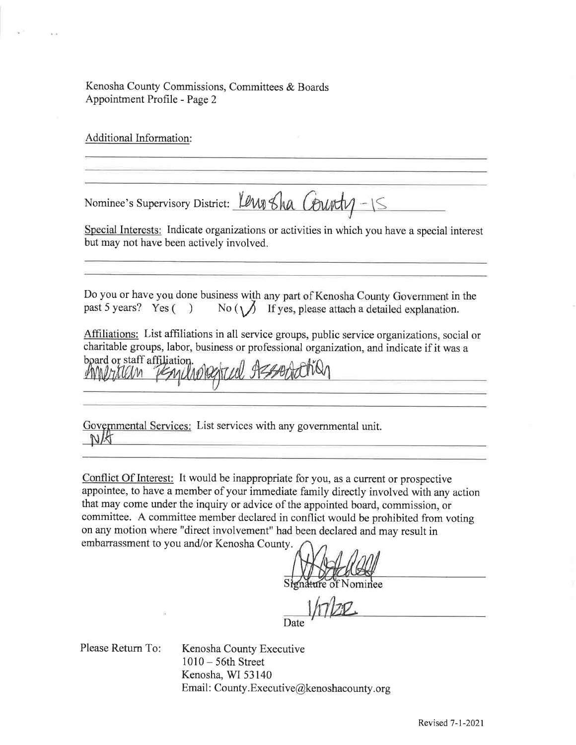Kenosha County Commissions, Committees & Boards
Appointment Profile - Page 2

Additional Information:

Nominee's Supervisory District: Kenosha County - 15

Special Interests: Indicate organizations or activities in which you have a special interest but may not have been actively involved.

Do you or have you done business with any part of Kenosha County Government in the past 5 years? Yes ( ) No (✓) If yes, please attach a detailed explanation.

Affiliations: List affiliations in all service groups, public service organizations, social or charitable groups, labor, business or professional organization, and indicate if it was a board or staff affiliation.
American Psychological Association

Governmental Services: List services with any governmental unit.
N/A

Conflict Of Interest: It would be inappropriate for you, as a current or prospective appointee, to have a member of your immediate family directly involved with any action that may come under the inquiry or advice of the appointed board, commission, or committee. A committee member declared in conflict would be prohibited from voting on any motion where "direct involvement" had been declared and may result in embarrassment to you and/or Kenosha County.

[Signature]
Signature of Nominee

1/17/22
Date

Please Return To: Kenosha County Executive
1010 – 56th Street
Kenosha, WI 53140
Email: County.Executive@kenoshacounty.org

Revised 7-1-2021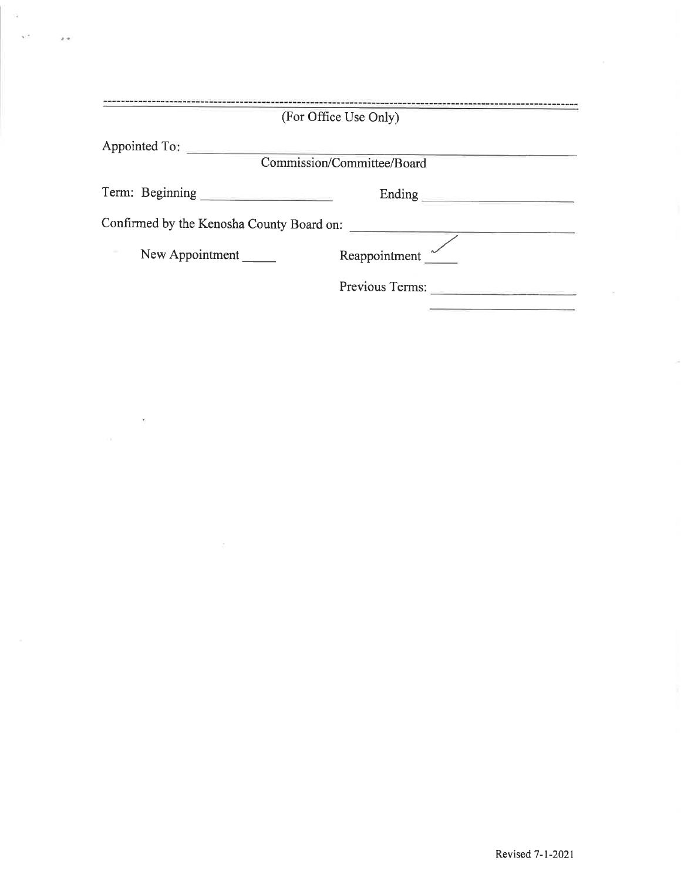(For Office Use Only)

Appointed To: ______________________________

Commission/Committee/Board

Term: Beginning ____________ Ending ____________

Confirmed by the Kenosha County Board on: ____________

New Appointment ____ Reappointment ✓

Previous Terms: ____________

____________

Revised 7-1-2021